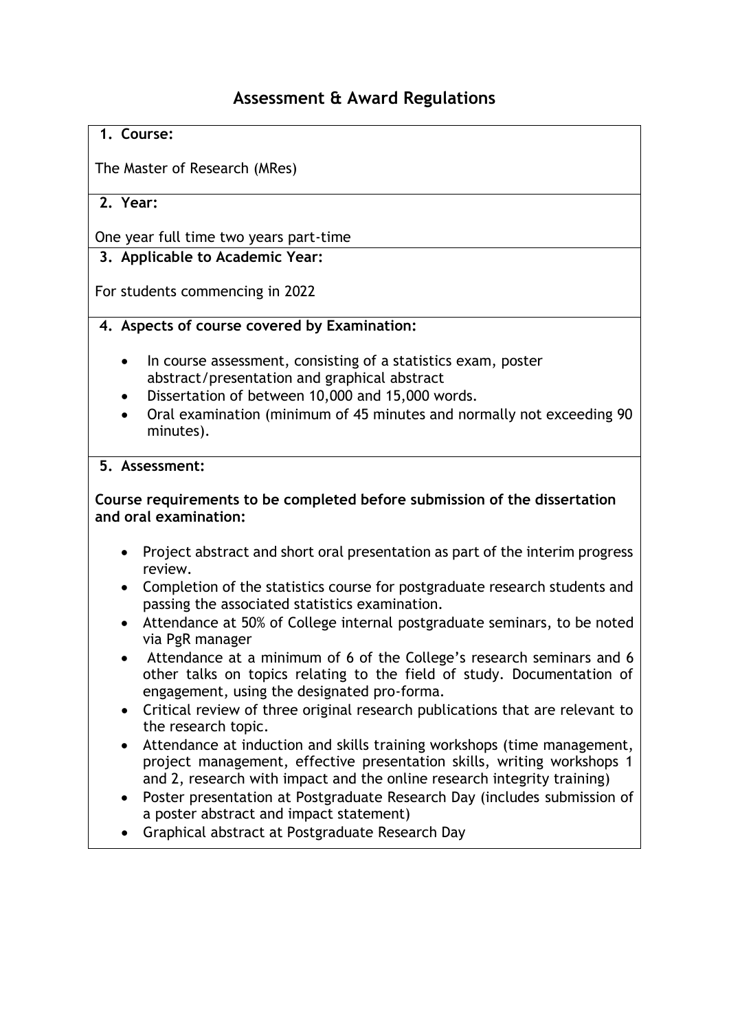# Assessment & Award Regulations

**1. Course:**

The Master of Research (MRes)

**2. Year:**

One year full time two years part-time

**3. Applicable to Academic Year:**

For students commencing in 2022

**4. Aspects of course covered by Examination:**

- In course assessment, consisting of a statistics exam, poster abstract/presentation and graphical abstract
- Dissertation of between 10,000 and 15,000 words.
- Oral examination (minimum of 45 minutes and normally not exceeding 90 minutes).

**5. Assessment:**

**Course requirements to be completed before submission of the dissertation and oral examination:**

- Project abstract and short oral presentation as part of the interim progress review.
- Completion of the statistics course for postgraduate research students and passing the associated statistics examination.
- Attendance at 50% of College internal postgraduate seminars, to be noted via PgR manager
- Attendance at a minimum of 6 of the College's research seminars and 6 other talks on topics relating to the field of study. Documentation of engagement, using the designated pro-forma.
- Critical review of three original research publications that are relevant to the research topic.
- Attendance at induction and skills training workshops (time management, project management, effective presentation skills, writing workshops 1 and 2, research with impact and the online research integrity training)
- Poster presentation at Postgraduate Research Day (includes submission of a poster abstract and impact statement)
- Graphical abstract at Postgraduate Research Day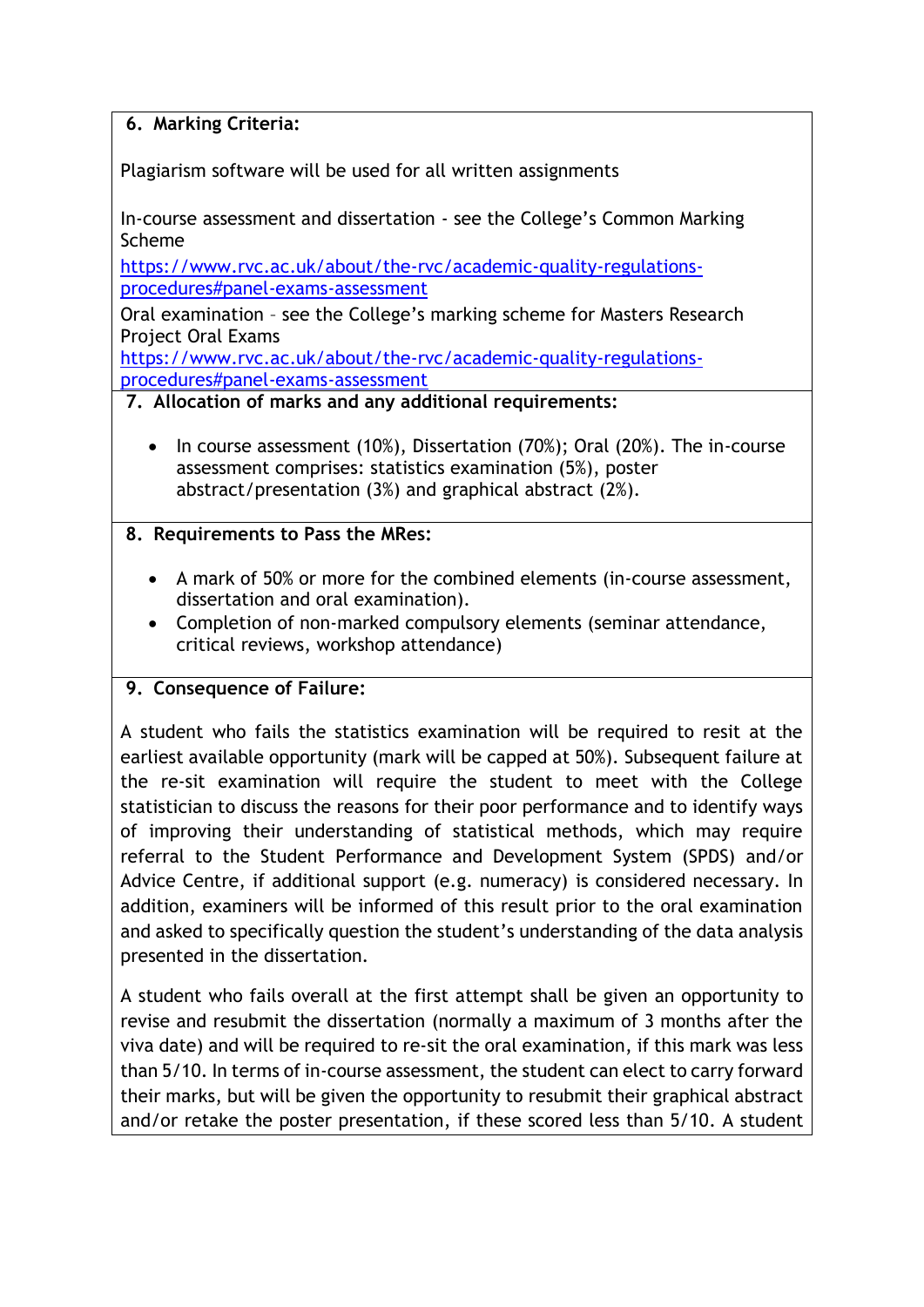## 6. Marking Criteria:

Plagiarism software will be used for all written assignments

In-course assessment and dissertation - see the College's Common Marking Scheme
[https://www.rvc.ac.uk/about/the-rvc/academic-quality-regulations-procedures#panel-exams-assessment](https://www.rvc.ac.uk/about/the-rvc/academic-quality-regulations-procedures#panel-exams-assessment)

Oral examination – see the College's marking scheme for Masters Research Project Oral Exams
[https://www.rvc.ac.uk/about/the-rvc/academic-quality-regulations-procedures#panel-exams-assessment](https://www.rvc.ac.uk/about/the-rvc/academic-quality-regulations-procedures#panel-exams-assessment)

## 7. Allocation of marks and any additional requirements:

- In course assessment (10%), Dissertation (70%); Oral (20%). The in-course assessment comprises: statistics examination (5%), poster abstract/presentation (3%) and graphical abstract (2%).

## 8. Requirements to Pass the MRes:

- A mark of 50% or more for the combined elements (in-course assessment, dissertation and oral examination).
- Completion of non-marked compulsory elements (seminar attendance, critical reviews, workshop attendance)

## 9. Consequence of Failure:

A student who fails the statistics examination will be required to resit at the earliest available opportunity (mark will be capped at 50%). Subsequent failure at the re-sit examination will require the student to meet with the College statistician to discuss the reasons for their poor performance and to identify ways of improving their understanding of statistical methods, which may require referral to the Student Performance and Development System (SPDS) and/or Advice Centre, if additional support (e.g. numeracy) is considered necessary. In addition, examiners will be informed of this result prior to the oral examination and asked to specifically question the student's understanding of the data analysis presented in the dissertation.

A student who fails overall at the first attempt shall be given an opportunity to revise and resubmit the dissertation (normally a maximum of 3 months after the viva date) and will be required to re-sit the oral examination, if this mark was less than 5/10. In terms of in-course assessment, the student can elect to carry forward their marks, but will be given the opportunity to resubmit their graphical abstract and/or retake the poster presentation, if these scored less than 5/10. A student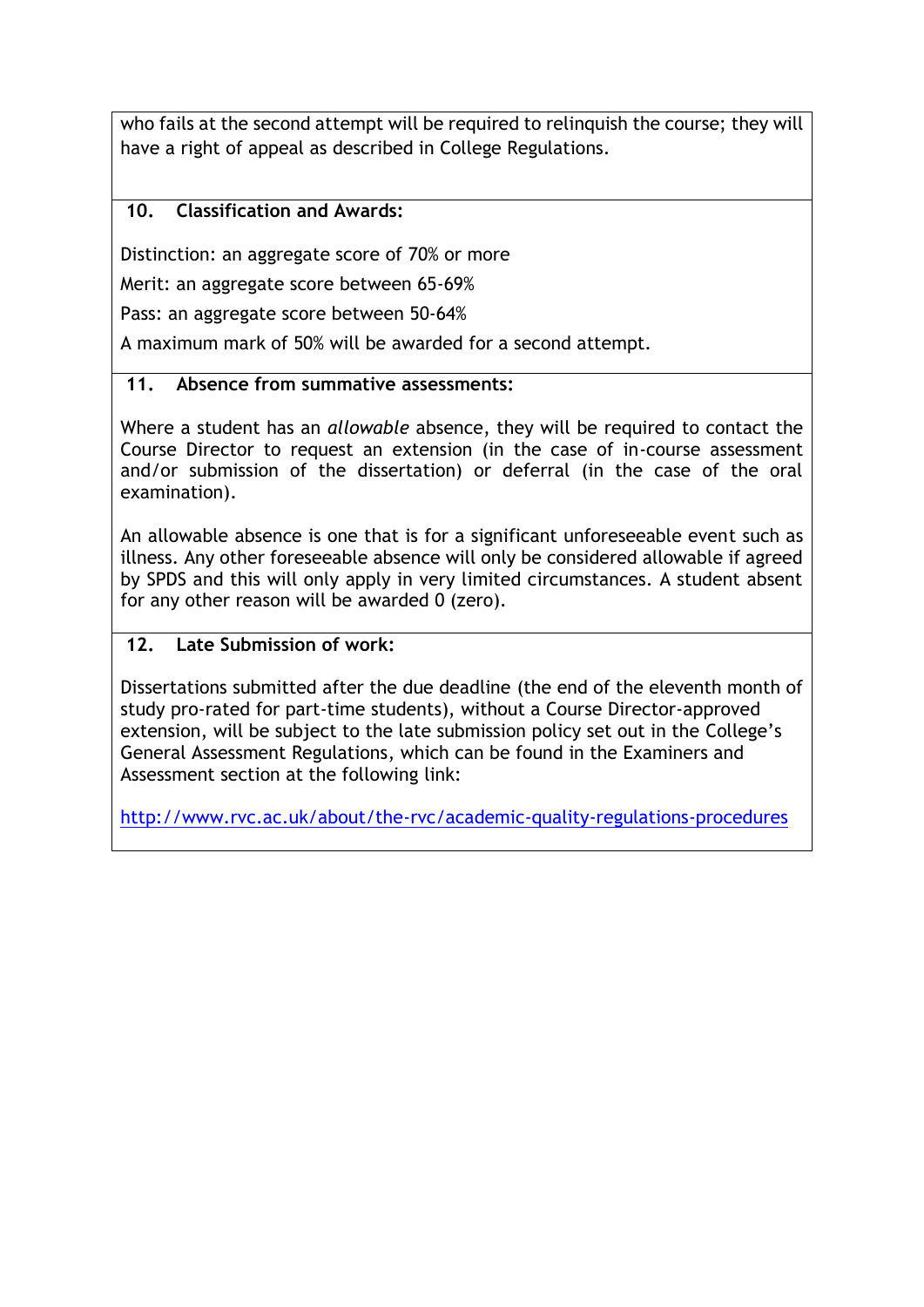who fails at the second attempt will be required to relinquish the course; they will have a right of appeal as described in College Regulations.

## 10. Classification and Awards:

Distinction: an aggregate score of 70% or more

Merit: an aggregate score between 65-69%

Pass: an aggregate score between 50-64%

A maximum mark of 50% will be awarded for a second attempt.

## 11. Absence from summative assessments:

Where a student has an *allowable* absence, they will be required to contact the Course Director to request an extension (in the case of in-course assessment and/or submission of the dissertation) or deferral (in the case of the oral examination).

An allowable absence is one that is for a significant unforeseeable event such as illness. Any other foreseeable absence will only be considered allowable if agreed by SPDS and this will only apply in very limited circumstances. A student absent for any other reason will be awarded 0 (zero).

## 12. Late Submission of work:

Dissertations submitted after the due deadline (the end of the eleventh month of study pro-rated for part-time students), without a Course Director-approved extension, will be subject to the late submission policy set out in the College's General Assessment Regulations, which can be found in the Examiners and Assessment section at the following link:

[http://www.rvc.ac.uk/about/the-rvc/academic-quality-regulations-procedures](http://www.rvc.ac.uk/about/the-rvc/academic-quality-regulations-procedures)